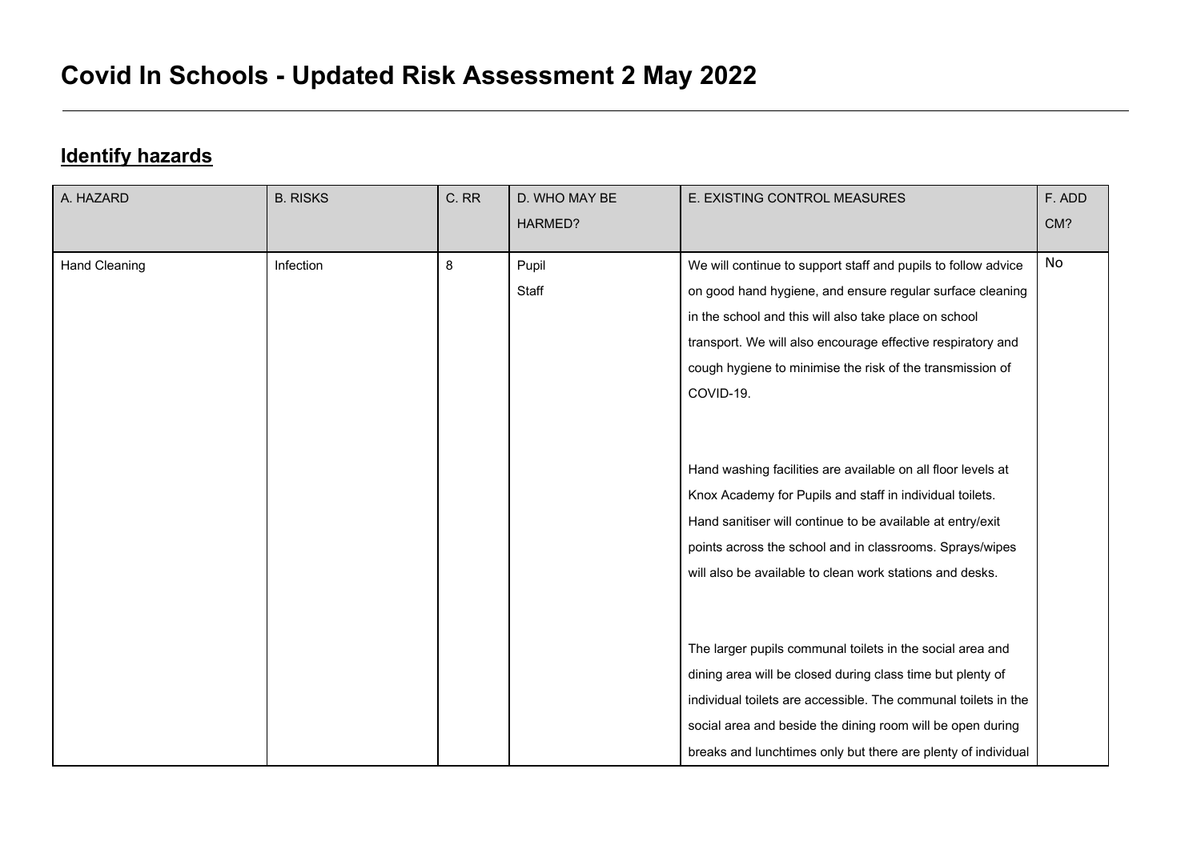# Covid In Schools - Updated Risk Assessment 2 May 2022

## Identify hazards

| A. HAZARD | B. RISKS | C. RR | D. WHO MAY BE HARMED? | E. EXISTING CONTROL MEASURES | F. ADD CM? |
|---|---|---|---|---|---|
| Hand Cleaning | Infection | 8 | Pupil<br>Staff | We will continue to support staff and pupils to follow advice on good hand hygiene, and ensure regular surface cleaning in the school and this will also take place on school transport. We will also encourage effective respiratory and cough hygiene to minimise the risk of the transmission of COVID-19.<br><br>Hand washing facilities are available on all floor levels at Knox Academy for Pupils and staff in individual toilets. Hand sanitiser will continue to be available at entry/exit points across the school and in classrooms. Sprays/wipes will also be available to clean work stations and desks.<br><br>The larger pupils communal toilets in the social area and dining area will be closed during class time but plenty of individual toilets are accessible. The communal toilets in the social area and beside the dining room will be open during breaks and lunchtimes only but there are plenty of individual | No |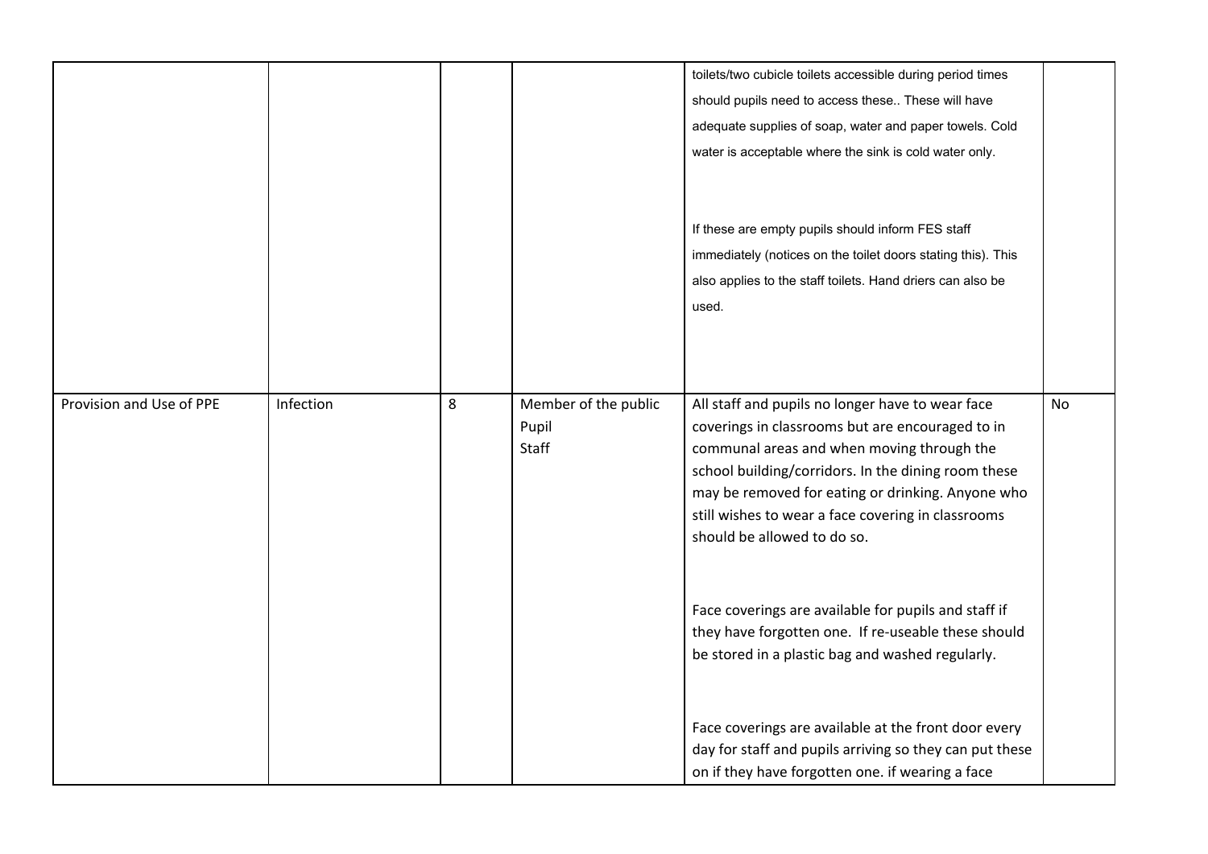| | | | | | |
|---|---|---|---|---|---|
| | | | | toilets/two cubicle toilets accessible during period times should pupils need to access these.. These will have adequate supplies of soap, water and paper towels. Cold water is acceptable where the sink is cold water only.<br><br>If these are empty pupils should inform FES staff immediately (notices on the toilet doors stating this). This also applies to the staff toilets. Hand driers can also be used. | |
| Provision and Use of PPE | Infection | 8 | Member of the public<br>Pupil<br>Staff | All staff and pupils no longer have to wear face coverings in classrooms but are encouraged to in communal areas and when moving through the school building/corridors. In the dining room these may be removed for eating or drinking. Anyone who still wishes to wear a face covering in classrooms should be allowed to do so.<br><br>Face coverings are available for pupils and staff if they have forgotten one. If re-useable these should be stored in a plastic bag and washed regularly.<br><br>Face coverings are available at the front door every day for staff and pupils arriving so they can put these on if they have forgotten one. if wearing a face | No |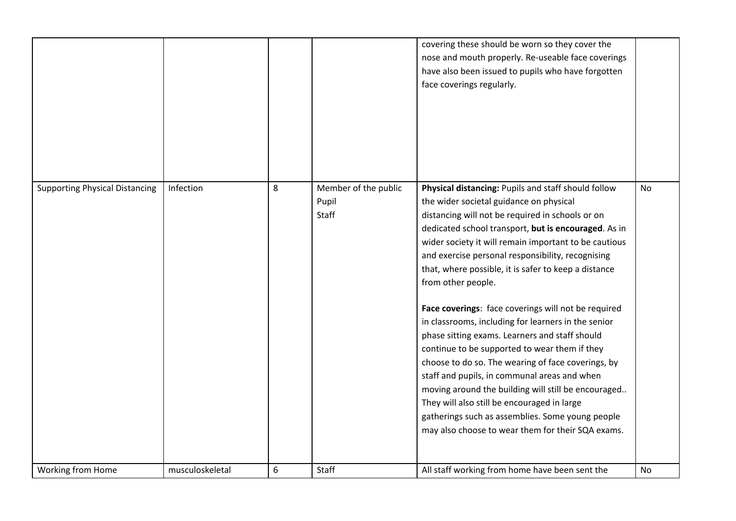| | | | | | |
|---|---|---|---|---|---|
| | | | | covering these should be worn so they cover the nose and mouth properly. Re-useable face coverings have also been issued to pupils who have forgotten face coverings regularly. | |
| Supporting Physical Distancing | Infection | 8 | Member of the public<br>Pupil<br>Staff | **Physical distancing:** Pupils and staff should follow the wider societal guidance on physical distancing will not be required in schools or on dedicated school transport, **but is encouraged**. As in wider society it will remain important to be cautious and exercise personal responsibility, recognising that, where possible, it is safer to keep a distance from other people.<br><br>**Face coverings**: face coverings will not be required in classrooms, including for learners in the senior phase sitting exams. Learners and staff should continue to be supported to wear them if they choose to do so. The wearing of face coverings, by staff and pupils, in communal areas and when moving around the building will still be encouraged.. They will also still be encouraged in large gatherings such as assemblies. Some young people may also choose to wear them for their SQA exams. | No |
| Working from Home | musculoskeletal | 6 | Staff | All staff working from home have been sent the | No |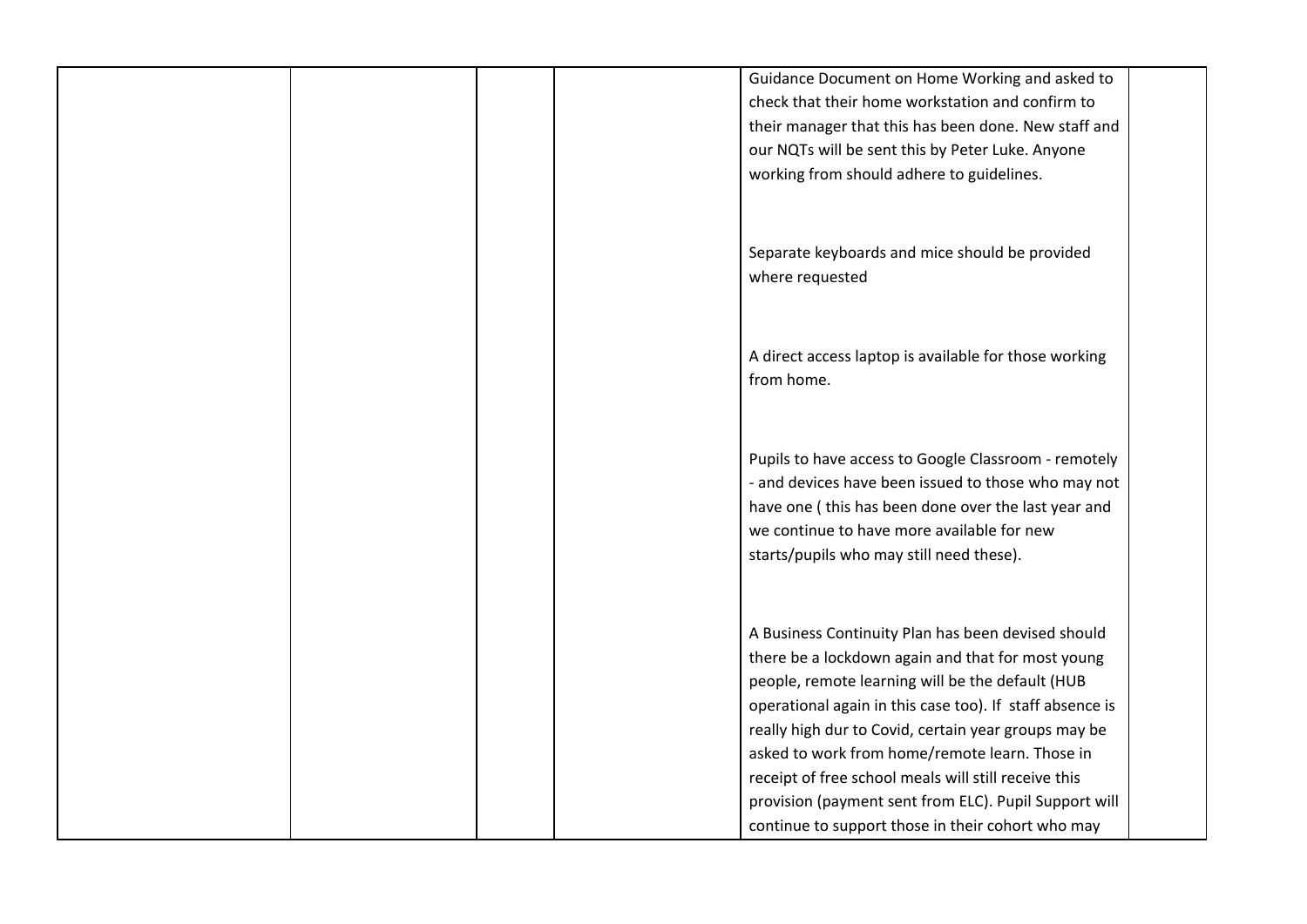| | | | | | |
|---|---|---|---|---|---|
| | | | | Guidance Document on Home Working and asked to check that their home workstation and confirm to their manager that this has been done. New staff and our NQTs will be sent this by Peter Luke. Anyone working from should adhere to guidelines.<br><br>Separate keyboards and mice should be provided where requested<br><br>A direct access laptop is available for those working from home.<br><br>Pupils to have access to Google Classroom - remotely - and devices have been issued to those who may not have one ( this has been done over the last year and we continue to have more available for new starts/pupils who may still need these).<br><br>A Business Continuity Plan has been devised should there be a lockdown again and that for most young people, remote learning will be the default (HUB operational again in this case too). If staff absence is really high dur to Covid, certain year groups may be asked to work from home/remote learn. Those in receipt of free school meals will still receive this provision (payment sent from ELC). Pupil Support will continue to support those in their cohort who may | |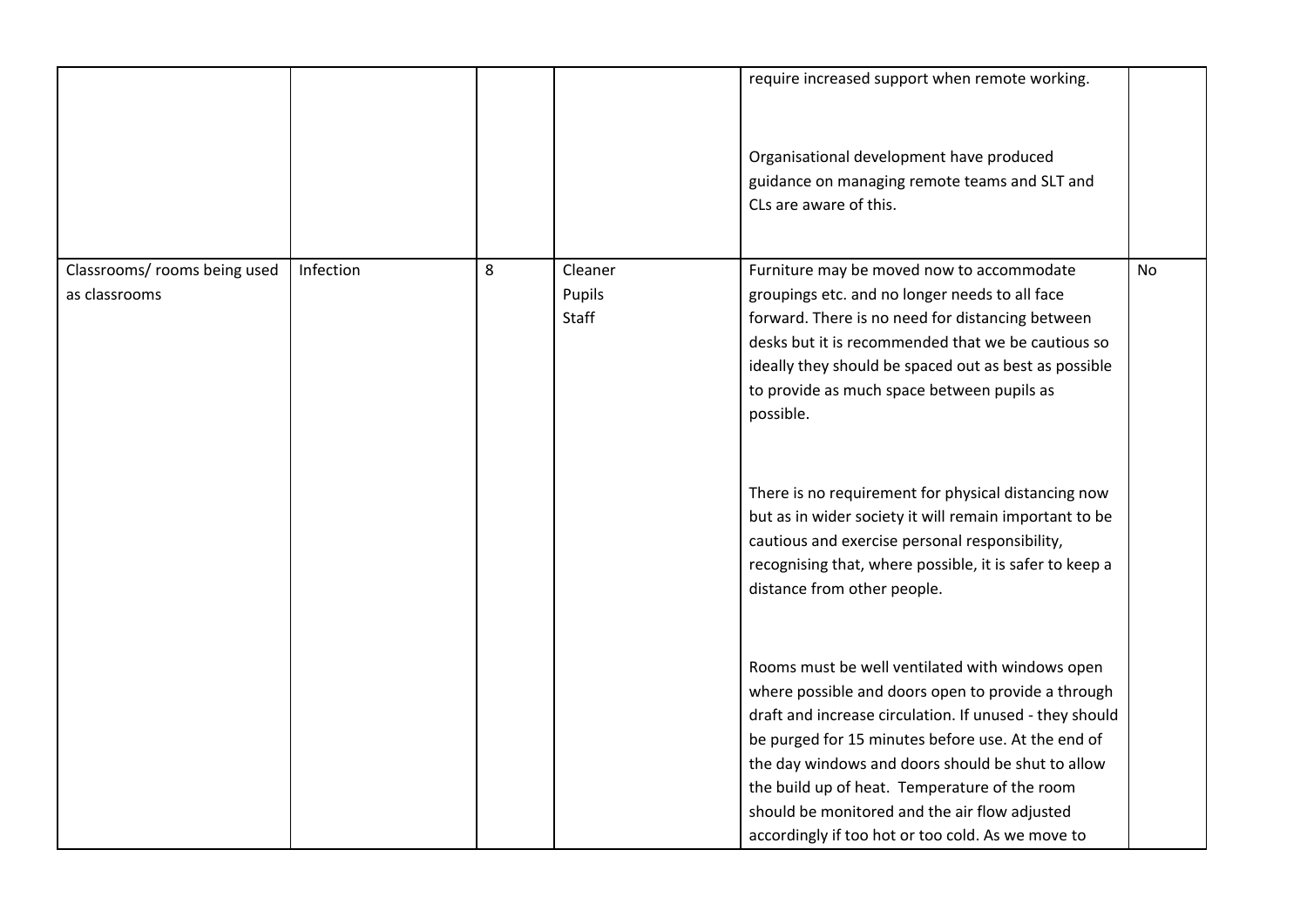|  |  |  |  |  |  |
| --- | --- | --- | --- | --- | --- |
|  |  |  |  | require increased support when remote working.<br><br>Organisational development have produced guidance on managing remote teams and SLT and CLs are aware of this. |  |
| Classrooms/ rooms being used as classrooms | Infection | 8 | Cleaner<br>Pupils<br>Staff | Furniture may be moved now to accommodate groupings etc. and no longer needs to all face forward. There is no need for distancing between desks but it is recommended that we be cautious so ideally they should be spaced out as best as possible to provide as much space between pupils as possible.<br><br>There is no requirement for physical distancing now but as in wider society it will remain important to be cautious and exercise personal responsibility, recognising that, where possible, it is safer to keep a distance from other people.<br><br>Rooms must be well ventilated with windows open where possible and doors open to provide a through draft and increase circulation. If unused - they should be purged for 15 minutes before use. At the end of the day windows and doors should be shut to allow the build up of heat. Temperature of the room should be monitored and the air flow adjusted accordingly if too hot or too cold. As we move to | No |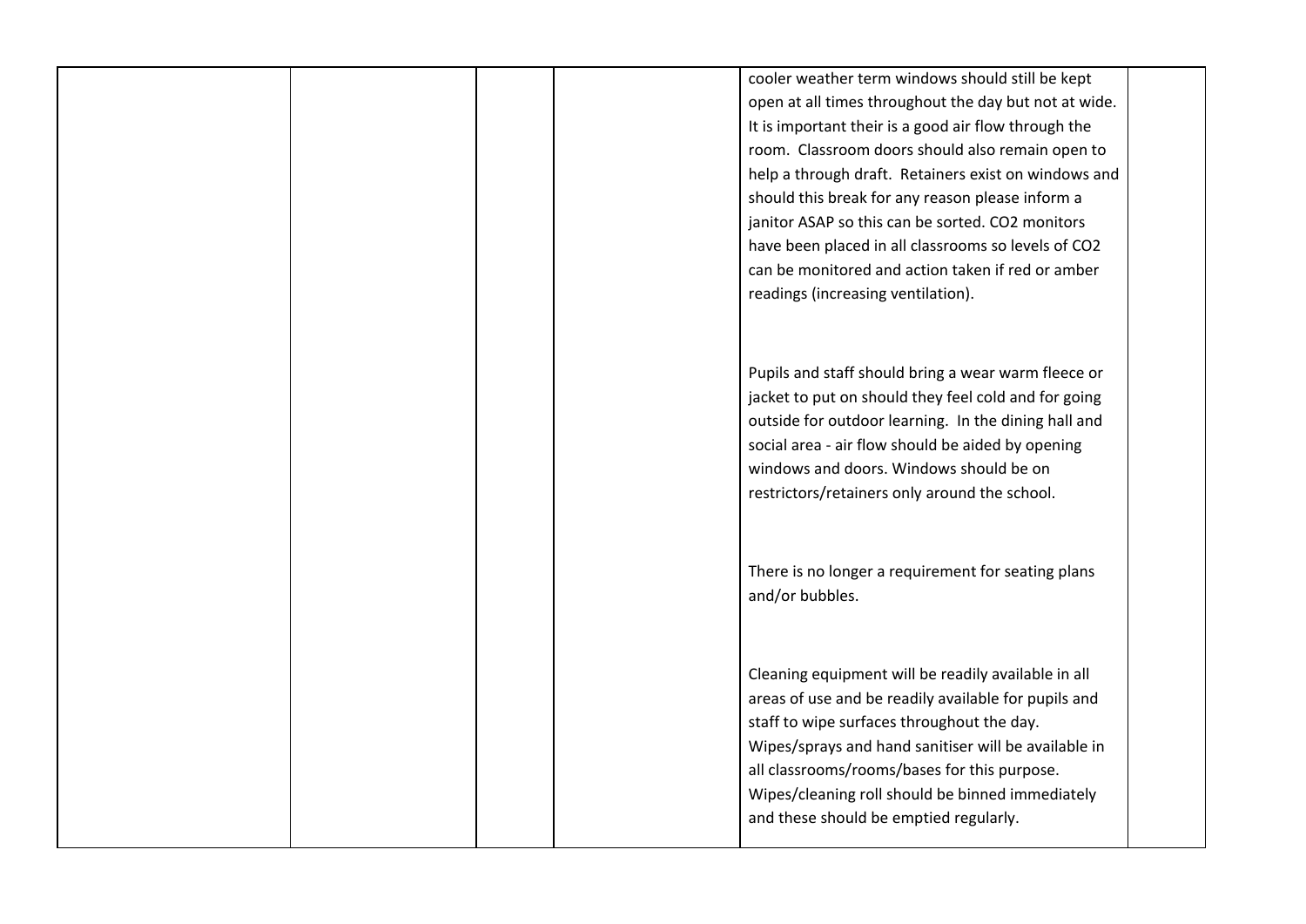| | | | | | |
|---|---|---|---|---|---|
| | | | | cooler weather term windows should still be kept open at all times throughout the day but not at wide. It is important their is a good air flow through the room. Classroom doors should also remain open to help a through draft. Retainers exist on windows and should this break for any reason please inform a janitor ASAP so this can be sorted. $CO_2$ monitors have been placed in all classrooms so levels of $CO_2$ can be monitored and action taken if red or amber readings (increasing ventilation).<br><br>Pupils and staff should bring a wear warm fleece or jacket to put on should they feel cold and for going outside for outdoor learning. In the dining hall and social area - air flow should be aided by opening windows and doors. Windows should be on restrictors/retainers only around the school.<br><br>There is no longer a requirement for seating plans and/or bubbles.<br><br>Cleaning equipment will be readily available in all areas of use and be readily available for pupils and staff to wipe surfaces throughout the day. Wipes/sprays and hand sanitiser will be available in all classrooms/rooms/bases for this purpose. Wipes/cleaning roll should be binned immediately and these should be emptied regularly. | |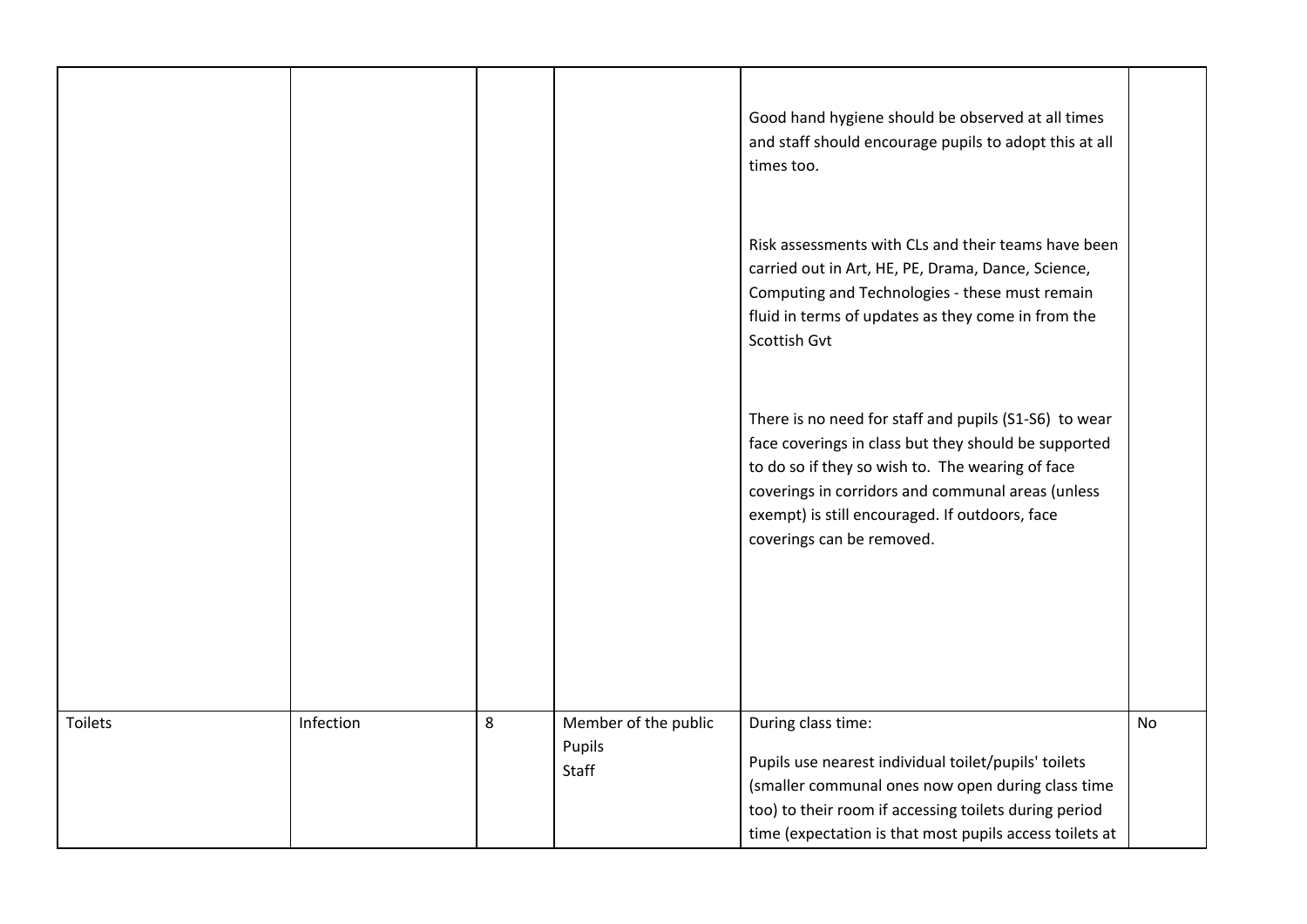| | | | | | |
|---|---|---|---|---|---|
| | | | | Good hand hygiene should be observed at all times and staff should encourage pupils to adopt this at all times too.<br><br>Risk assessments with CLs and their teams have been carried out in Art, HE, PE, Drama, Dance, Science, Computing and Technologies - these must remain fluid in terms of updates as they come in from the Scottish Gvt<br><br>There is no need for staff and pupils (S1-S6) to wear face coverings in class but they should be supported to do so if they so wish to. The wearing of face coverings in corridors and communal areas (unless exempt) is still encouraged. If outdoors, face coverings can be removed. | |
| Toilets | Infection | 8 | Member of the public<br>Pupils<br>Staff | During class time:<br><br>Pupils use nearest individual toilet/pupils' toilets (smaller communal ones now open during class time too) to their room if accessing toilets during period time (expectation is that most pupils access toilets at | No |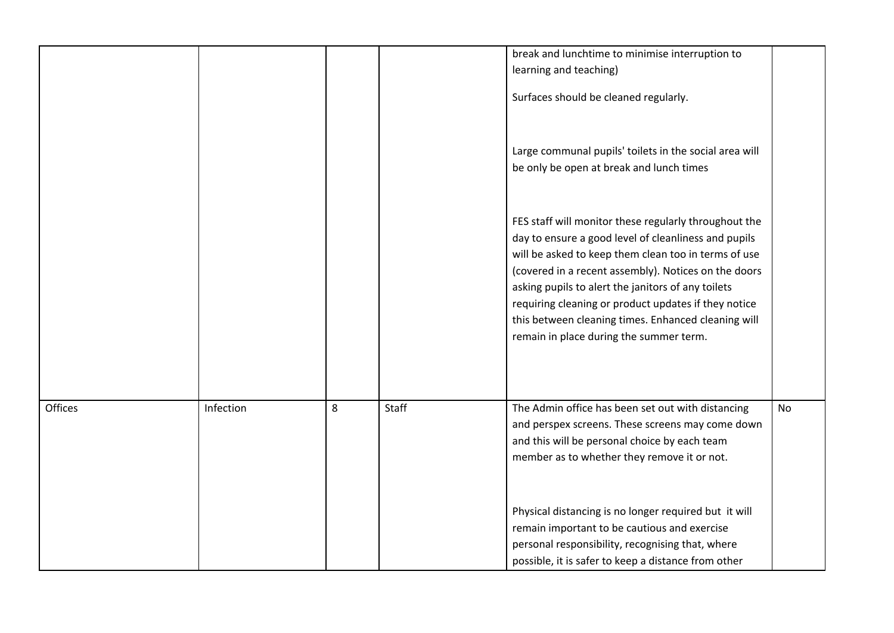| | | | | | |
|---|---|---|---|---|---|
| | | | | break and lunchtime to minimise interruption to learning and teaching)<br><br>Surfaces should be cleaned regularly.<br><br>Large communal pupils' toilets in the social area will be only be open at break and lunch times<br><br>FES staff will monitor these regularly throughout the day to ensure a good level of cleanliness and pupils will be asked to keep them clean too in terms of use (covered in a recent assembly). Notices on the doors asking pupils to alert the janitors of any toilets requiring cleaning or product updates if they notice this between cleaning times. Enhanced cleaning will remain in place during the summer term. | |
| Offices | Infection | 8 | Staff | The Admin office has been set out with distancing and perspex screens. These screens may come down and this will be personal choice by each team member as to whether they remove it or not.<br><br>Physical distancing is no longer required but it will remain important to be cautious and exercise personal responsibility, recognising that, where possible, it is safer to keep a distance from other | No |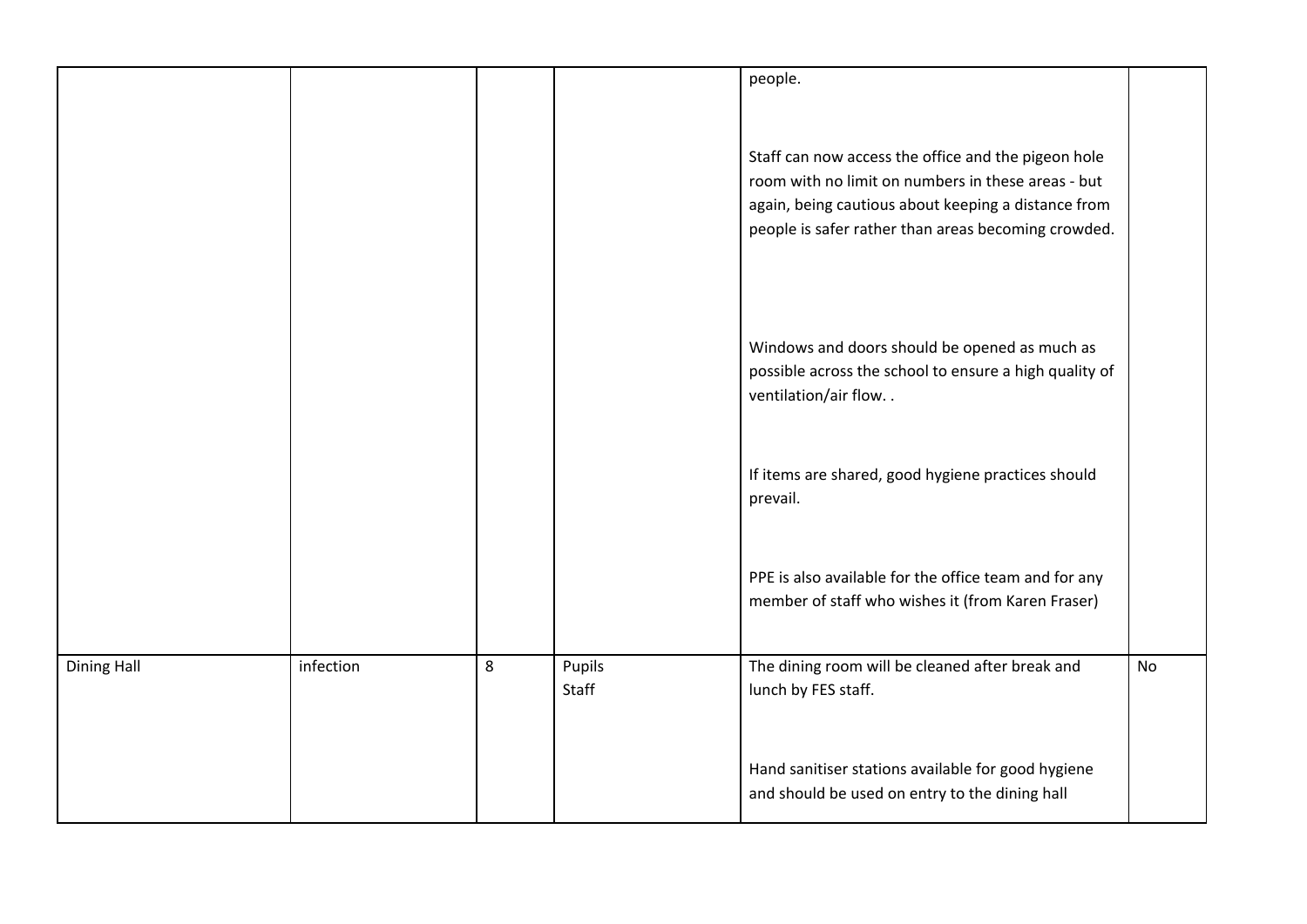| | | | | | |
|---|---|---|---|---|---|
| | | | | people.<br><br>Staff can now access the office and the pigeon hole room with no limit on numbers in these areas - but again, being cautious about keeping a distance from people is safer rather than areas becoming crowded.<br><br>Windows and doors should be opened as much as possible across the school to ensure a high quality of ventilation/air flow. .<br><br>If items are shared, good hygiene practices should prevail.<br><br>PPE is also available for the office team and for any member of staff who wishes it (from Karen Fraser) | |
| Dining Hall | infection | 8 | Pupils<br>Staff | The dining room will be cleaned after break and lunch by FES staff.<br><br>Hand sanitiser stations available for good hygiene and should be used on entry to the dining hall | No |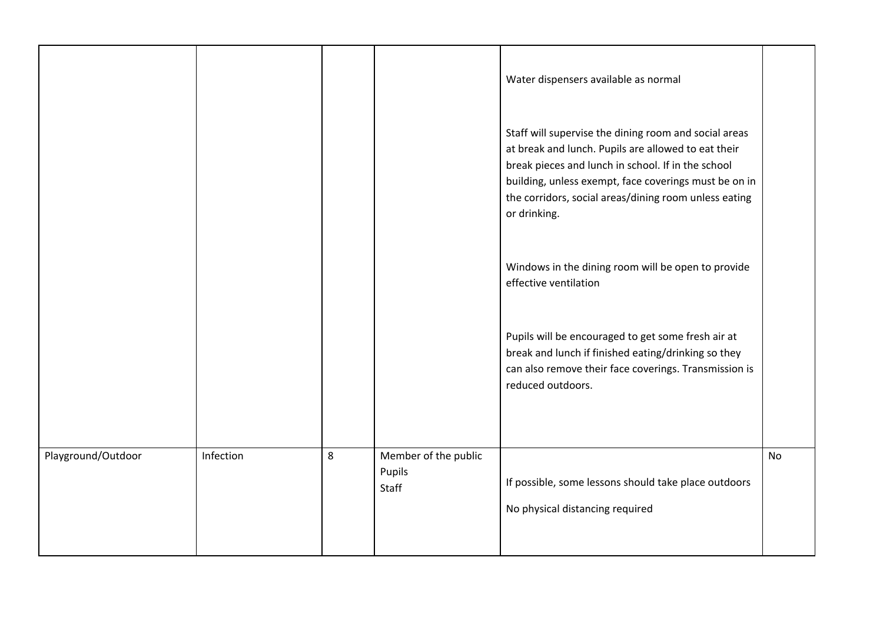| | | | | | |
|---|---|---|---|---|---|
| | | | | Water dispensers available as normal<br><br>Staff will supervise the dining room and social areas at break and lunch. Pupils are allowed to eat their break pieces and lunch in school. If in the school building, unless exempt, face coverings must be on in the corridors, social areas/dining room unless eating or drinking.<br><br>Windows in the dining room will be open to provide effective ventilation<br><br>Pupils will be encouraged to get some fresh air at break and lunch if finished eating/drinking so they can also remove their face coverings. Transmission is reduced outdoors. | |
| Playground/Outdoor | Infection | 8 | Member of the public<br>Pupils<br>Staff | If possible, some lessons should take place outdoors<br><br>No physical distancing required | No |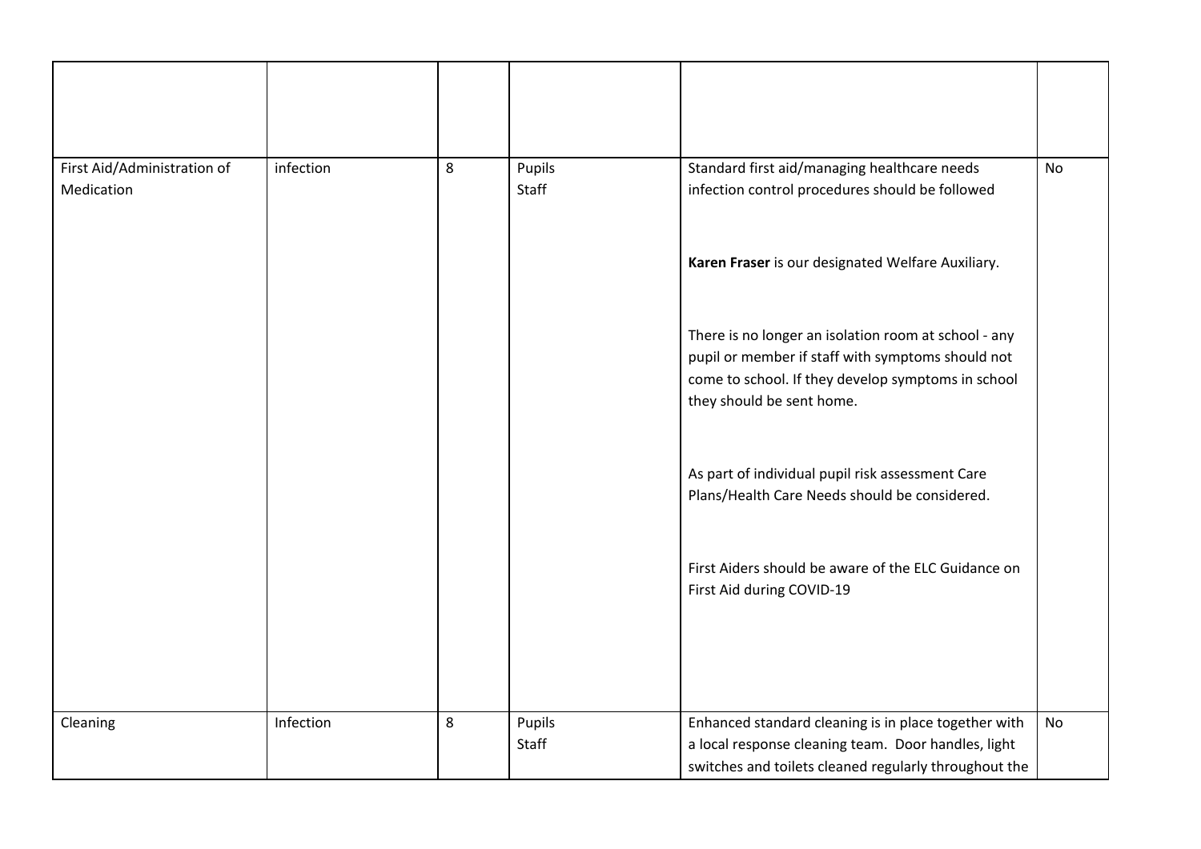| | | | | | |
|---|---|---|---|---|---|
| | | | | | |
| First Aid/Administration of Medication | infection | 8 | Pupils<br>Staff | Standard first aid/managing healthcare needs infection control procedures should be followed<br><br>**Karen Fraser** is our designated Welfare Auxiliary.<br><br>There is no longer an isolation room at school - any pupil or member if staff with symptoms should not come to school. If they develop symptoms in school they should be sent home.<br><br>As part of individual pupil risk assessment Care Plans/Health Care Needs should be considered.<br><br>First Aiders should be aware of the ELC Guidance on First Aid during COVID-19 | No |
| Cleaning | Infection | 8 | Pupils<br>Staff | Enhanced standard cleaning is in place together with a local response cleaning team. Door handles, light switches and toilets cleaned regularly throughout the | No |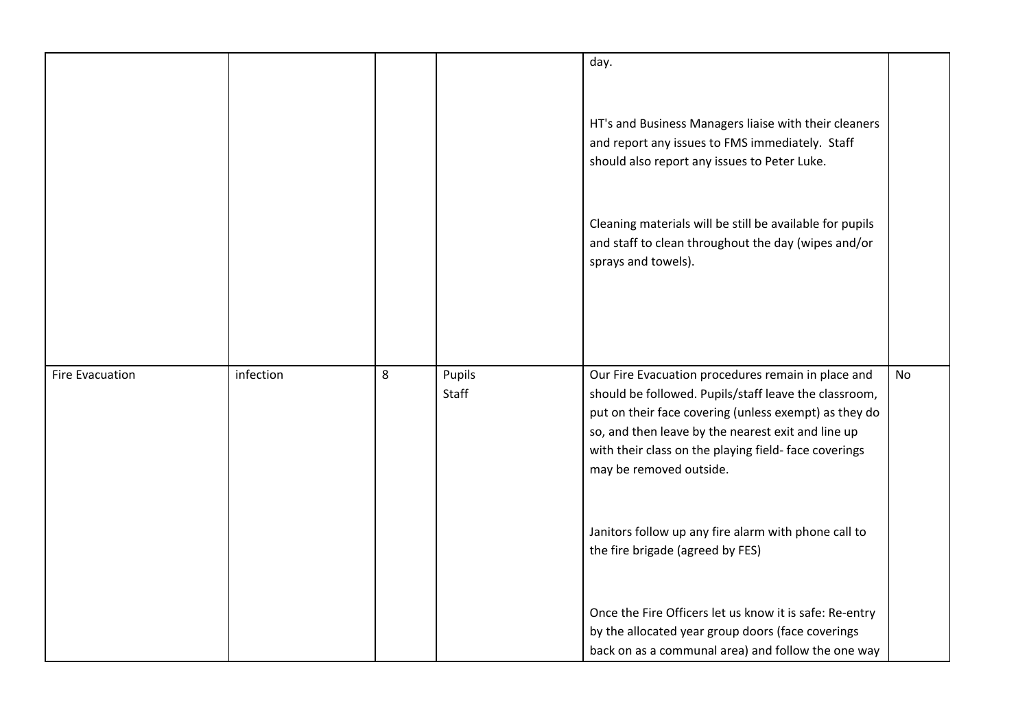| | | | | | |
|---|---|---|---|---|---|
| | | | | day.<br><br>HT's and Business Managers liaise with their cleaners and report any issues to FMS immediately. Staff should also report any issues to Peter Luke.<br><br>Cleaning materials will be still be available for pupils and staff to clean throughout the day (wipes and/or sprays and towels). | |
| Fire Evacuation | infection | 8 | Pupils<br>Staff | Our Fire Evacuation procedures remain in place and should be followed. Pupils/staff leave the classroom, put on their face covering (unless exempt) as they do so, and then leave by the nearest exit and line up with their class on the playing field- face coverings may be removed outside.<br><br>Janitors follow up any fire alarm with phone call to the fire brigade (agreed by FES)<br><br>Once the Fire Officers let us know it is safe: Re-entry by the allocated year group doors (face coverings back on as a communal area) and follow the one way | No |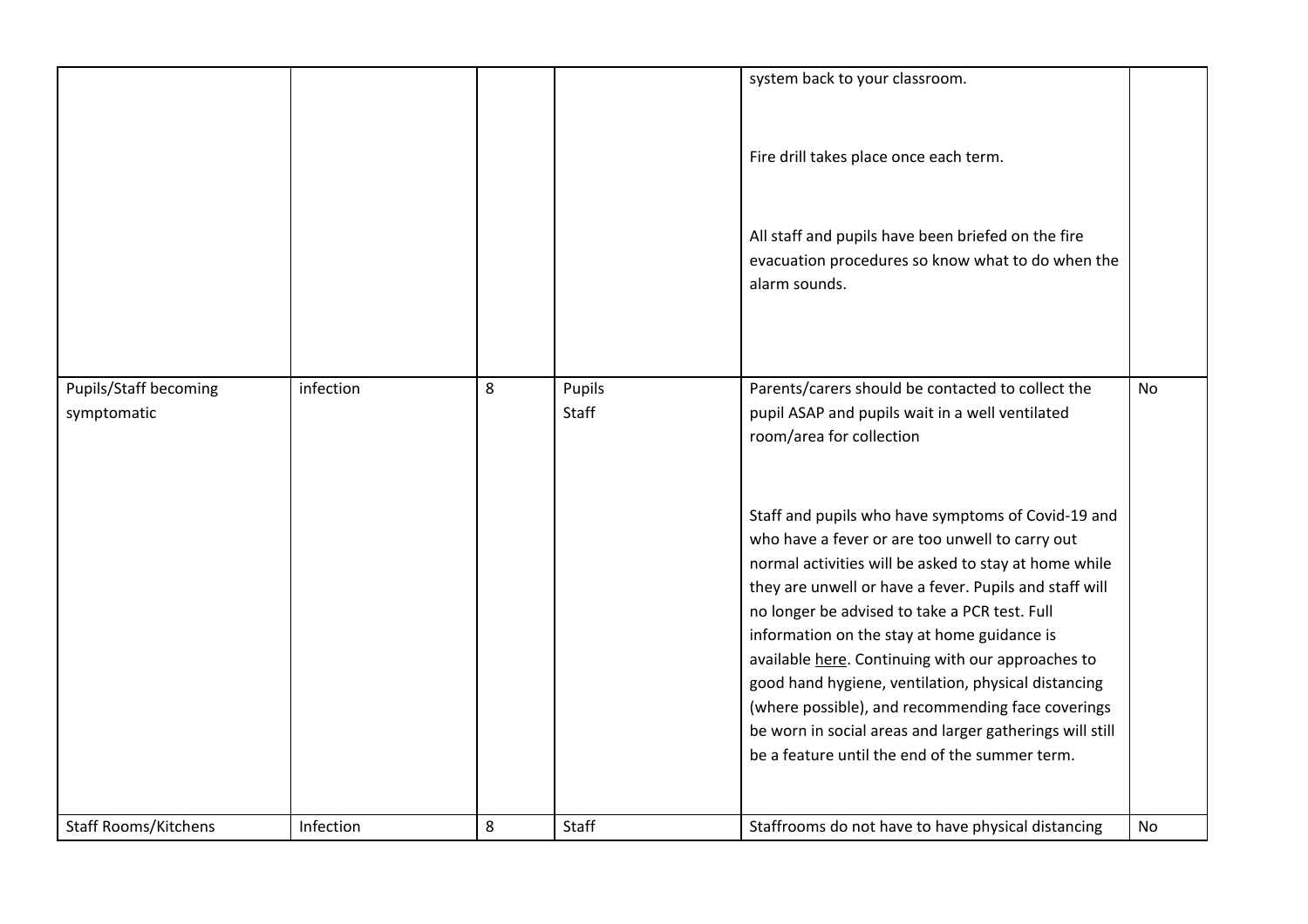| | | | | | |
|---|---|---|---|---|---|
| | | | | system back to your classroom.<br><br>Fire drill takes place once each term.<br><br>All staff and pupils have been briefed on the fire evacuation procedures so know what to do when the alarm sounds. | |
| Pupils/Staff becoming symptomatic | infection | 8 | Pupils<br>Staff | Parents/carers should be contacted to collect the pupil ASAP and pupils wait in a well ventilated room/area for collection<br><br>Staff and pupils who have symptoms of Covid-19 and who have a fever or are too unwell to carry out normal activities will be asked to stay at home while they are unwell or have a fever. Pupils and staff will no longer be advised to take a PCR test. Full information on the stay at home guidance is available here. Continuing with our approaches to good hand hygiene, ventilation, physical distancing (where possible), and recommending face coverings be worn in social areas and larger gatherings will still be a feature until the end of the summer term. | No |
| Staff Rooms/Kitchens | Infection | 8 | Staff | Staffrooms do not have to have physical distancing | No |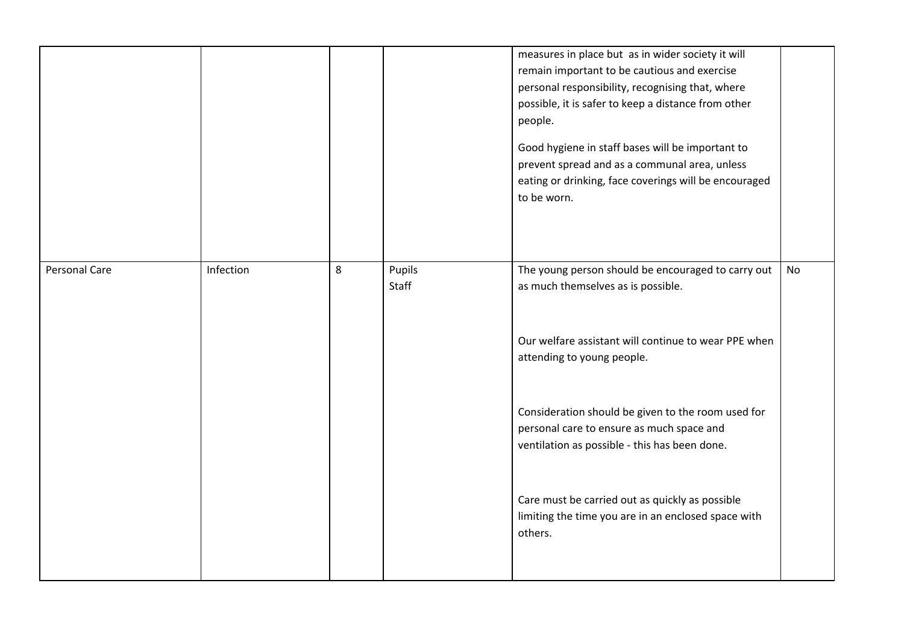| | | | | | |
|---|---|---|---|---|---|
| | | | | measures in place but as in wider society it will remain important to be cautious and exercise personal responsibility, recognising that, where possible, it is safer to keep a distance from other people.<br><br>Good hygiene in staff bases will be important to prevent spread and as a communal area, unless eating or drinking, face coverings will be encouraged to be worn. | |
| Personal Care | Infection | 8 | Pupils<br>Staff | The young person should be encouraged to carry out as much themselves as is possible.<br><br>Our welfare assistant will continue to wear PPE when attending to young people.<br><br>Consideration should be given to the room used for personal care to ensure as much space and ventilation as possible - this has been done.<br><br>Care must be carried out as quickly as possible limiting the time you are in an enclosed space with others. | No |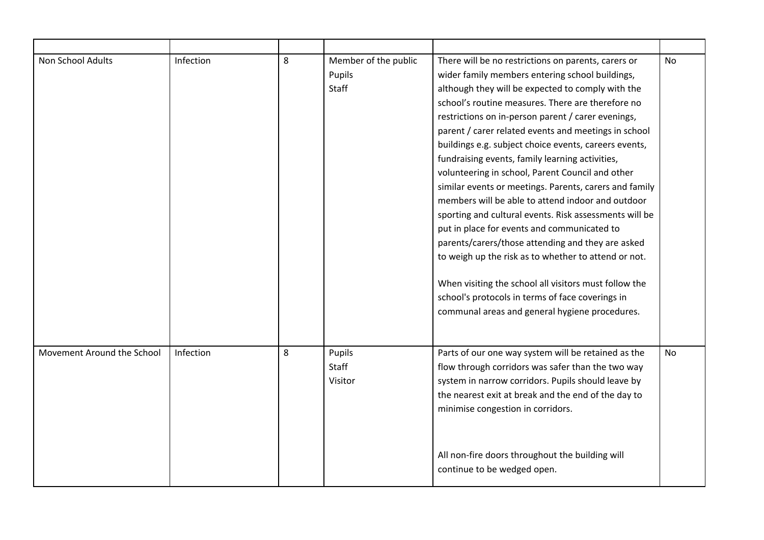| | | | | | |
|---|---|---|---|---|---|
| Non School Adults | Infection | 8 | Member of the public<br>Pupils<br>Staff | There will be no restrictions on parents, carers or wider family members entering school buildings, although they will be expected to comply with the school's routine measures. There are therefore no restrictions on in-person parent / carer evenings, parent / carer related events and meetings in school buildings e.g. subject choice events, careers events, fundraising events, family learning activities, volunteering in school, Parent Council and other similar events or meetings. Parents, carers and family members will be able to attend indoor and outdoor sporting and cultural events. Risk assessments will be put in place for events and communicated to parents/carers/those attending and they are asked to weigh up the risk as to whether to attend or not.<br><br>When visiting the school all visitors must follow the school's protocols in terms of face coverings in communal areas and general hygiene procedures. | No |
| Movement Around the School | Infection | 8 | Pupils<br>Staff<br>Visitor | Parts of our one way system will be retained as the flow through corridors was safer than the two way system in narrow corridors. Pupils should leave by the nearest exit at break and the end of the day to minimise congestion in corridors.<br><br>All non-fire doors throughout the building will continue to be wedged open. | No |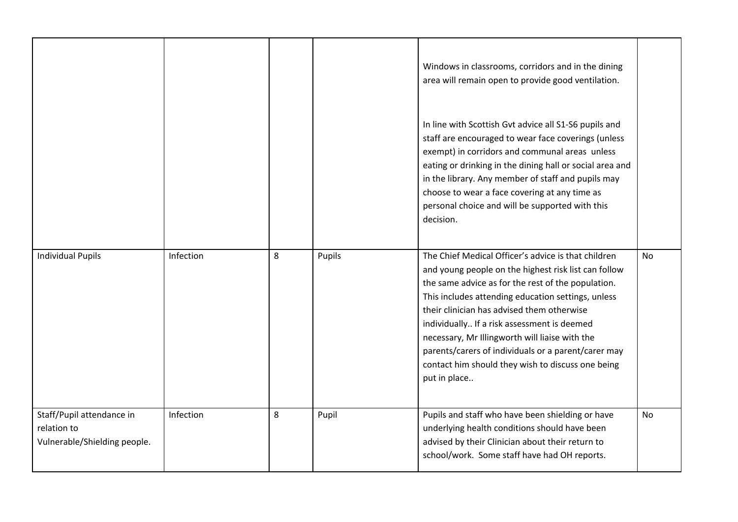| | | | | | |
|---|---|---|---|---|---|
| | | | | Windows in classrooms, corridors and in the dining area will remain open to provide good ventilation.<br><br>In line with Scottish Gvt advice all S1-S6 pupils and staff are encouraged to wear face coverings (unless exempt) in corridors and communal areas unless eating or drinking in the dining hall or social area and in the library. Any member of staff and pupils may choose to wear a face covering at any time as personal choice and will be supported with this decision. | |
| Individual Pupils | Infection | 8 | Pupils | The Chief Medical Officer's advice is that children and young people on the highest risk list can follow the same advice as for the rest of the population. This includes attending education settings, unless their clinician has advised them otherwise individually.. If a risk assessment is deemed necessary, Mr Illingworth will liaise with the parents/carers of individuals or a parent/carer may contact him should they wish to discuss one being put in place.. | No |
| Staff/Pupil attendance in relation to Vulnerable/Shielding people. | Infection | 8 | Pupil | Pupils and staff who have been shielding or have underlying health conditions should have been advised by their Clinician about their return to school/work. Some staff have had OH reports. | No |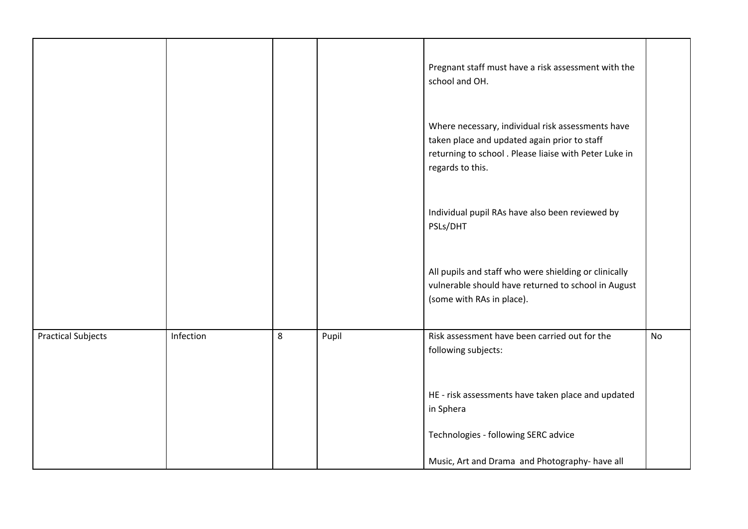| | | | | | |
|---|---|---|---|---|---|
| | | | | Pregnant staff must have a risk assessment with the school and OH.<br><br>Where necessary, individual risk assessments have taken place and updated again prior to staff returning to school . Please liaise with Peter Luke in regards to this.<br><br>Individual pupil RAs have also been reviewed by PSLs/DHT<br><br>All pupils and staff who were shielding or clinically vulnerable should have returned to school in August (some with RAs in place). | |
| Practical Subjects | Infection | 8 | Pupil | Risk assessment have been carried out for the following subjects:<br><br>HE - risk assessments have taken place and updated in Sphera<br><br>Technologies - following SERC advice<br><br>Music, Art and Drama and Photography- have all | No |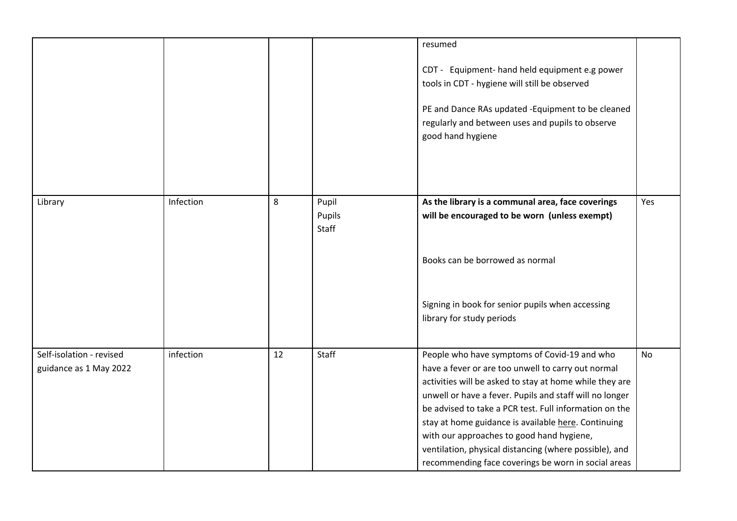| | | | | | |
|---|---|---|---|---|---|
| | | | | resumed<br><br>CDT - Equipment- hand held equipment e.g power tools in CDT - hygiene will still be observed<br><br>PE and Dance RAs updated -Equipment to be cleaned regularly and between uses and pupils to observe good hand hygiene | |
| Library | Infection | 8 | Pupil<br>Pupils<br>Staff | **As the library is a communal area, face coverings will be encouraged to be worn (unless exempt)**<br><br>Books can be borrowed as normal<br><br>Signing in book for senior pupils when accessing library for study periods | Yes |
| Self-isolation - revised guidance as 1 May 2022 | infection | 12 | Staff | People who have symptoms of Covid-19 and who have a fever or are too unwell to carry out normal activities will be asked to stay at home while they are unwell or have a fever. Pupils and staff will no longer be advised to take a PCR test. Full information on the stay at home guidance is available here. Continuing with our approaches to good hand hygiene, ventilation, physical distancing (where possible), and recommending face coverings be worn in social areas | No |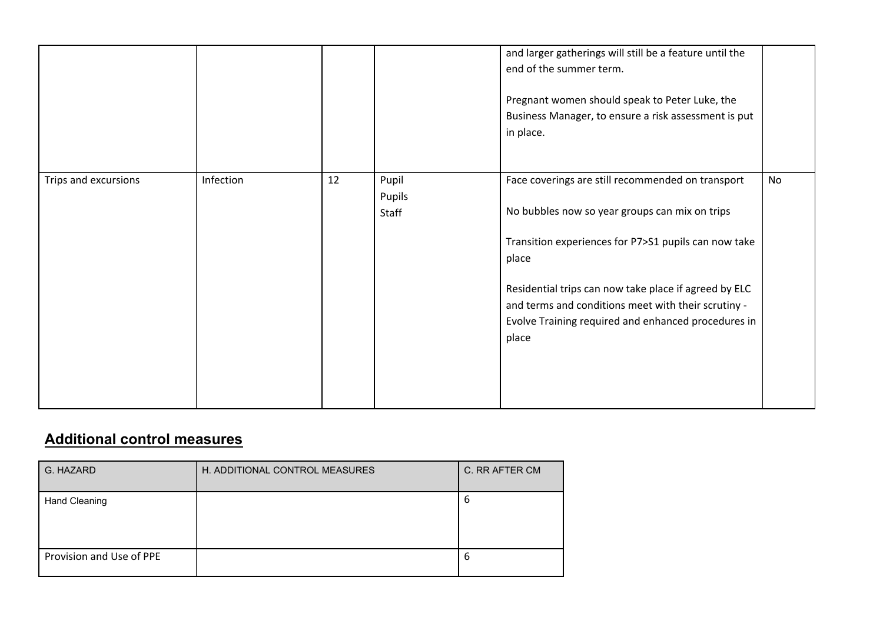| | | | | and larger gatherings will still be a feature until the end of the summer term.<br><br>Pregnant women should speak to Peter Luke, the Business Manager, to ensure a risk assessment is put in place. | |
|---|---|---|---|---|---|
| Trips and excursions | Infection | 12 | Pupil<br>Pupils<br>Staff | Face coverings are still recommended on transport<br><br>No bubbles now so year groups can mix on trips<br><br>Transition experiences for P7>S1 pupils can now take place<br><br>Residential trips can now take place if agreed by ELC and terms and conditions meet with their scrutiny - Evolve Training required and enhanced procedures in place | No |

## **Additional control measures**

| G. HAZARD | H. ADDITIONAL CONTROL MEASURES | C. RR AFTER CM |
|---|---|---|
| Hand Cleaning | | 6 |
| Provision and Use of PPE | | 6 |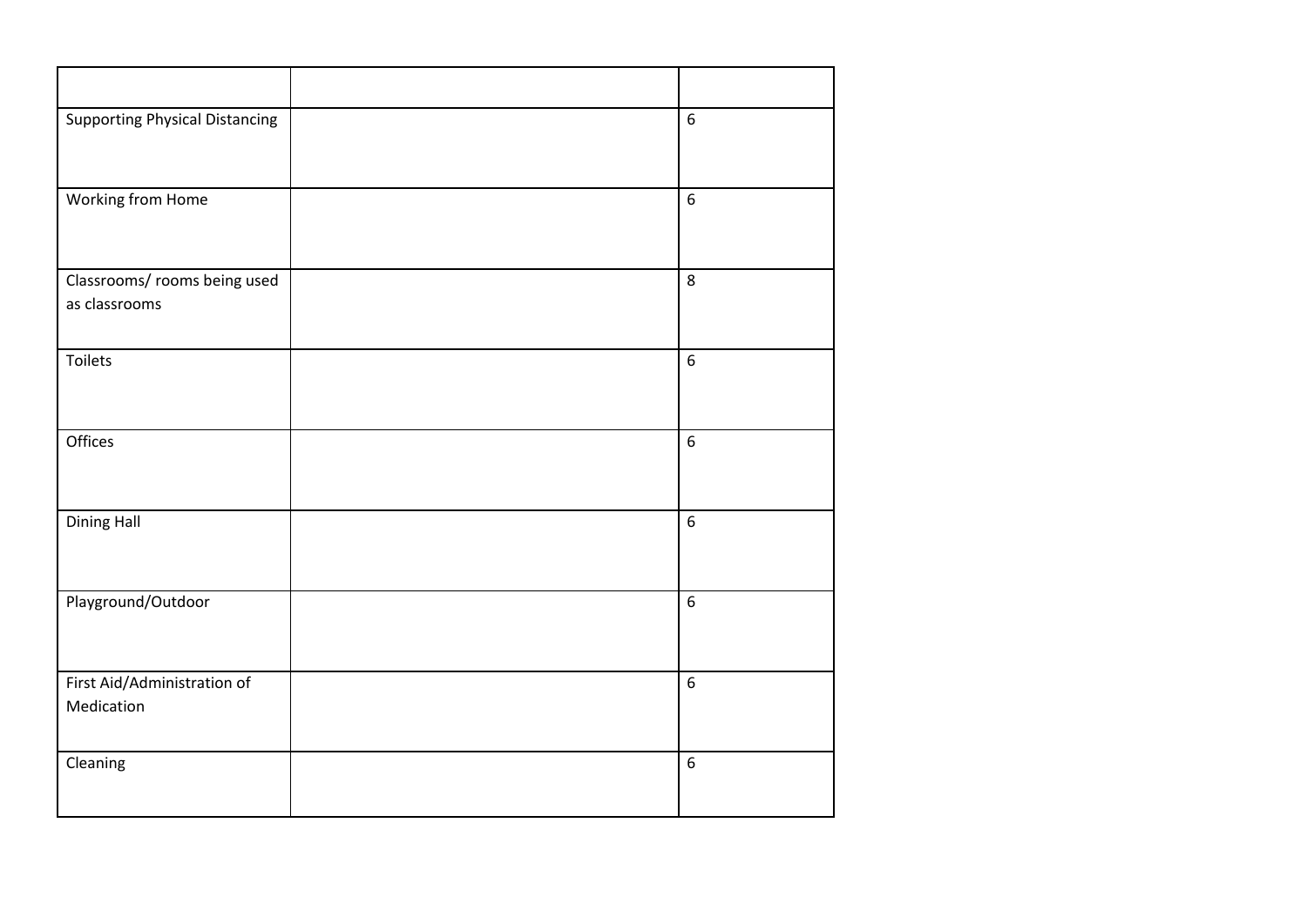| | | |
|---|---|---|
| Supporting Physical Distancing | | 6 |
| Working from Home | | 6 |
| Classrooms/ rooms being used as classrooms | | 8 |
| Toilets | | 6 |
| Offices | | 6 |
| Dining Hall | | 6 |
| Playground/Outdoor | | 6 |
| First Aid/Administration of Medication | | 6 |
| Cleaning | | 6 |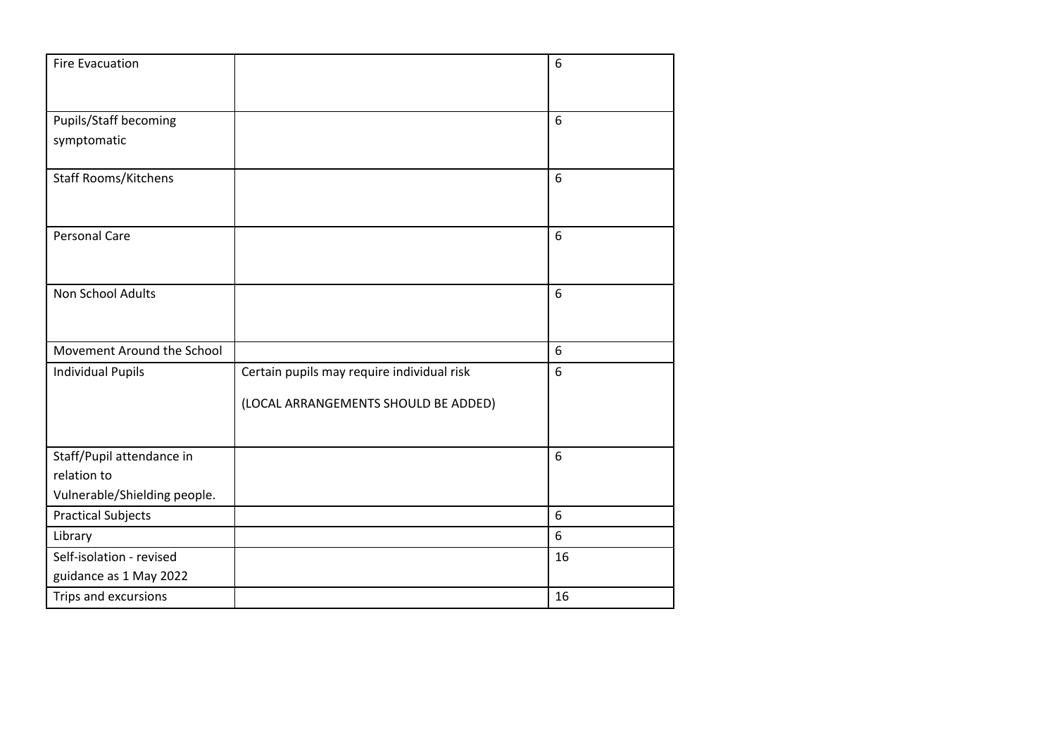| Fire Evacuation | | 6 |
|---|---|---|
| Pupils/Staff becoming symptomatic | | 6 |
| Staff Rooms/Kitchens | | 6 |
| Personal Care | | 6 |
| Non School Adults | | 6 |
| Movement Around the School | | 6 |
| Individual Pupils | Certain pupils may require individual risk<br><br>(LOCAL ARRANGEMENTS SHOULD BE ADDED) | 6 |
| Staff/Pupil attendance in relation to Vulnerable/Shielding people. | | 6 |
| Practical Subjects | | 6 |
| Library | | 6 |
| Self-isolation - revised guidance as 1 May 2022 | | 16 |
| Trips and excursions | | 16 |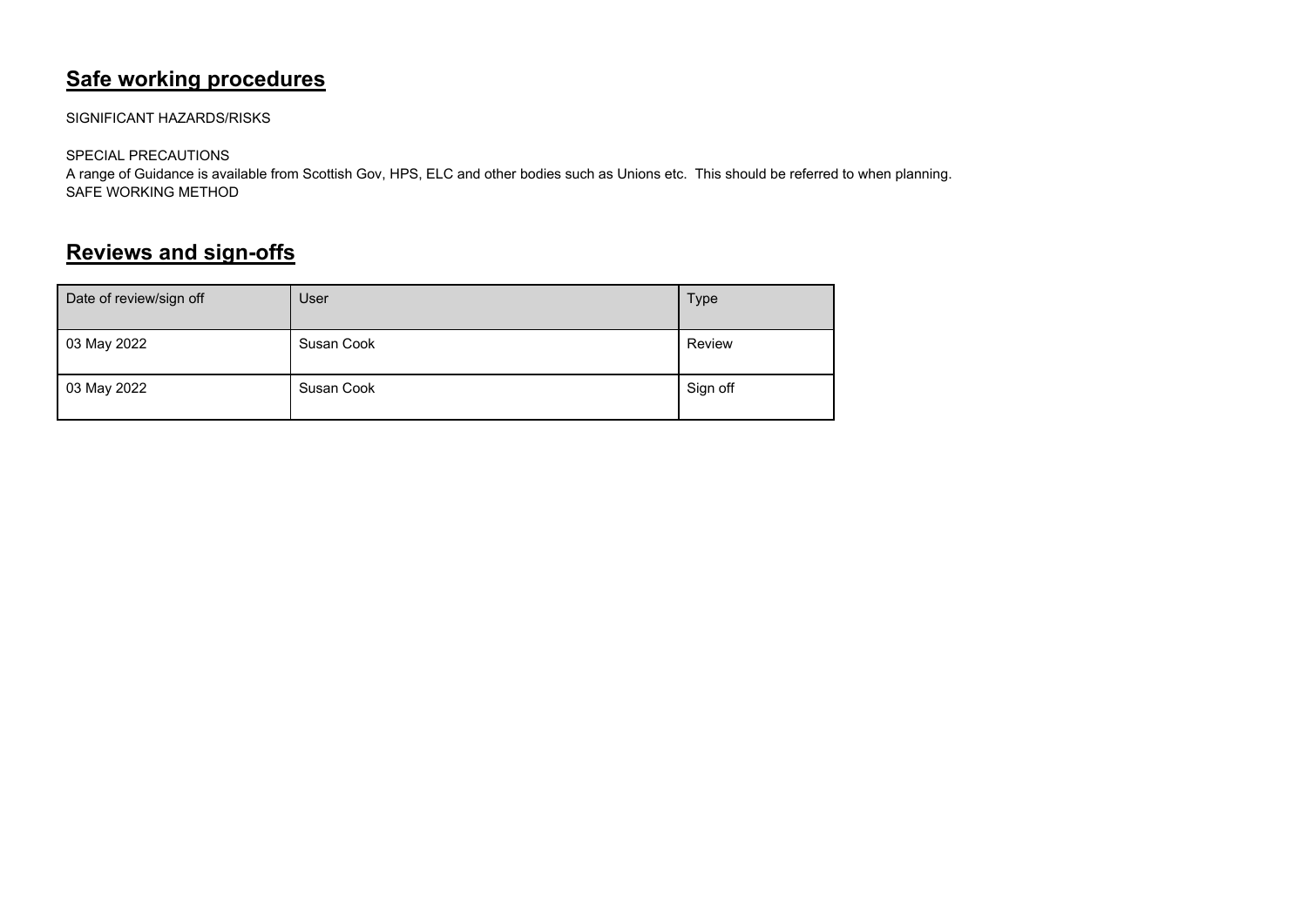## Safe working procedures

SIGNIFICANT HAZARDS/RISKS

SPECIAL PRECAUTIONS
A range of Guidance is available from Scottish Gov, HPS, ELC and other bodies such as Unions etc. This should be referred to when planning.
SAFE WORKING METHOD

## Reviews and sign-offs

| Date of review/sign off | User | Type |
| --- | --- | --- |
| 03 May 2022 | Susan Cook | Review |
| 03 May 2022 | Susan Cook | Sign off |